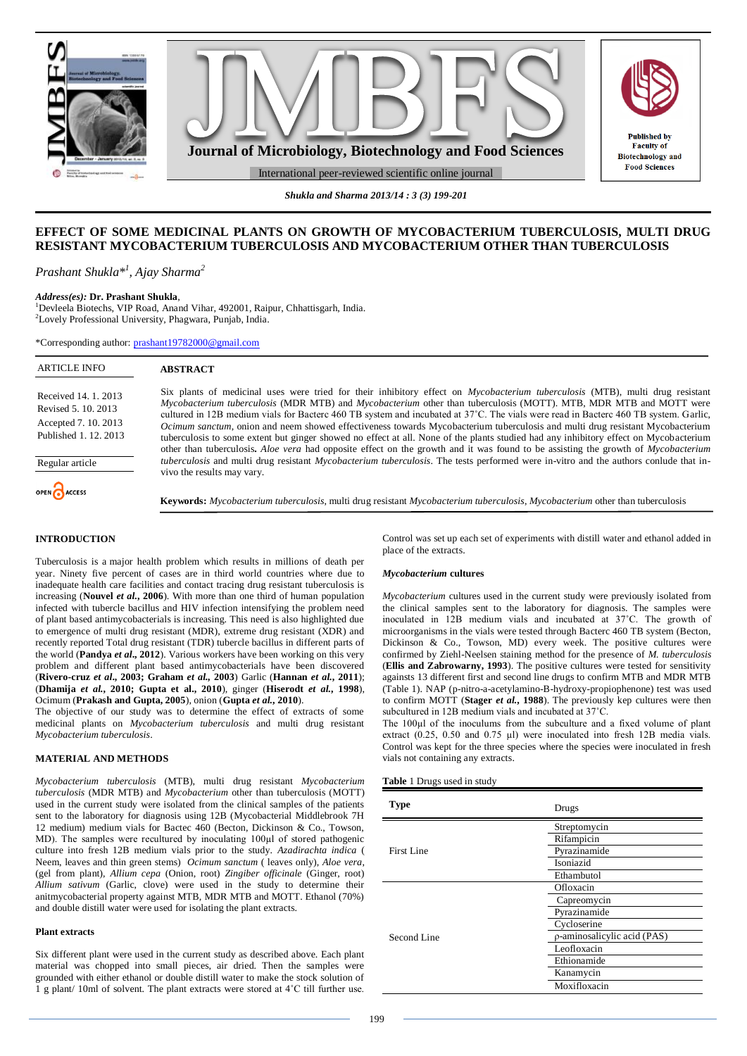# EFFECT OF SOME MEDICINAL PLANTS ON GROWTH OF MYCOBACTERIUM TUBERCULOSIS, MULTI DRUG RESISTANT MYCOBACTERIUM TUBERCULOSIS AND MYCOBACTERIUM OTHER THAN TUBERCULOSIS

*Prashant Shukla*[*1], *Ajay Sharma*[2]

***Address(es):*** **Dr. Prashant Shukla**,
[1]Devleela Biotechs, VIP Road, Anand Vihar, 492001, Raipur, Chhattisgarh, India.
[2]Lovely Professional University, Phagwara, Punjab, India.

*Corresponding author: prashant19782000@gmail.com

ARTICLE INFO

Received 14. 1. 2013
Revised 5. 10. 2013
Accepted 7. 10. 2013
Published 1. 12. 2013

Regular article

OPEN ACCESS

## ABSTRACT

Six plants of medicinal uses were tried for their inhibitory effect on *Mycobacterium tuberculosis* (MTB), multi drug resistant *Mycobacterium tuberculosis* (MDR MTB) and *Mycobacterium* other than tuberculosis (MOTT). MTB, MDR MTB and MOTT were cultured in 12B medium vials for Bacterc 460 TB system and incubated at 37˚C. The vials were read in Bacterc 460 TB system. Garlic, *Ocimum sanctum*, onion and neem showed effectiveness towards Mycobacterium tuberculosis and multi drug resistant Mycobacterium tuberculosis to some extent but ginger showed no effect at all. None of the plants studied had any inhibitory effect on Mycobacterium other than tuberculosis**.** *Aloe vera* had opposite effect on the growth and it was found to be assisting the growth of *Mycobacterium tuberculosis* and multi drug resistant *Mycobacterium tuberculosis*. The tests performed were in-vitro and the authors conlude that in-vivo the results may vary.

**Keywords:** *Mycobacterium tuberculosis*, multi drug resistant *Mycobacterium tuberculosis*, *Mycobacterium* other than tuberculosis

## INTRODUCTION

Tuberculosis is a major health problem which results in millions of death per year. Ninety five percent of cases are in third world countries where due to inadequate health care facilities and contact tracing drug resistant tuberculosis is increasing (**Nouvel *et al.*, 2006**). With more than one third of human population infected with tubercle bacillus and HIV infection intensifying the problem need of plant based antimycobacterials is increasing. This need is also highlighted due to emergence of multi drug resistant (MDR), extreme drug resistant (XDR) and recently reported Total drug resistant (TDR) tubercle bacillus in different parts of the world (**Pandya *et al.*, 2012**). Various workers have been working on this very problem and different plant based antimycobacterials have been discovered (**Rivero-cruz *et al.*, 2003; Graham *et al.*, 2003**) Garlic (**Hannan *et al.*, 2011**); (**Dhamija *et al.*, 2010; Gupta et al., 2010**), ginger (**Hiserodt *et al.*, 1998**), Ocimum (**Prakash and Gupta, 2005**), onion (**Gupta *et al.*, 2010**).
The objective of our study was to determine the effect of extracts of some medicinal plants on *Mycobacterium tuberculosis* and multi drug resistant *Mycobacterium tuberculosis*.

## MATERIAL AND METHODS

*Mycobacterium tuberculosis* (MTB), multi drug resistant *Mycobacterium tuberculosis* (MDR MTB) and *Mycobacterium* other than tuberculosis (MOTT) used in the current study were isolated from the clinical samples of the patients sent to the laboratory for diagnosis in 12B (Mycobacterial Middlebrook 7H 12 medium) medium vials for Bactec 460 (Becton, Dickinson & Co., Towson, MD). The samples were recultured by inoculating 100µl of stored pathogenic culture into fresh 12B medium vials prior to the study. *Azadirachta indica* ( Neem, leaves and thin green stems) *Ocimum sanctum* ( leaves only), *Aloe vera*, (gel from plant), *Allium cepa* (Onion, root) *Zingiber officinale* (Ginger, root) *Allium sativum* (Garlic, clove) were used in the study to determine their anitmycobacterial property against MTB, MDR MTB and MOTT. Ethanol (70%) and double distill water were used for isolating the plant extracts.

### Plant extracts

Six different plant were used in the current study as described above. Each plant material was chopped into small pieces, air dried. Then the samples were grounded with either ethanol or double distill water to make the stock solution of 1 g plant/ 10ml of solvent. The plant extracts were stored at 4˚C till further use.

Control was set up each set of experiments with distill water and ethanol added in place of the extracts.

### *Mycobacterium* cultures

*Mycobacterium* cultures used in the current study were previously isolated from the clinical samples sent to the laboratory for diagnosis. The samples were inoculated in 12B medium vials and incubated at 37˚C. The growth of microorganisms in the vials were tested through Bacterc 460 TB system (Becton, Dickinson & Co., Towson, MD) every week. The positive cultures were confirmed by Ziehl-Neelsen staining method for the presence of *M. tuberculosis* (**Ellis and Zabrowarny, 1993**). The positive cultures were tested for sensitivity againsts 13 different first and second line drugs to confirm MTB and MDR MTB (Table 1). NAP (p-nitro-a-acetylamino-B-hydroxy-propiophenone) test was used to confirm MOTT (**Stager *et al.*, 1988**). The previously kep cultures were then subcultured in 12B medium vials and incubated at 37˚C.
The 100µl of the inoculums from the subculture and a fixed volume of plant extract (0.25, 0.50 and 0.75 µl) were inoculated into fresh 12B media vials. Control was kept for the three species where the species were inoculated in fresh vials not containing any extracts.

**Table** 1 Drugs used in study

| Type | Drugs |
|---|---|
| First Line | Streptomycin |
| | Rifampicin |
| | Pyrazinamide |
| | Isoniazid |
| | Ethambutol |
| Second Line | Ofloxacin |
| | Capreomycin |
| | Pyrazinamide |
| | Cycloserine |
| | ρ-aminosalicylic acid (PAS) |
| | Leofloxacin |
| | Ethionamide |
| | Kanamycin |
| | Moxifloxacin |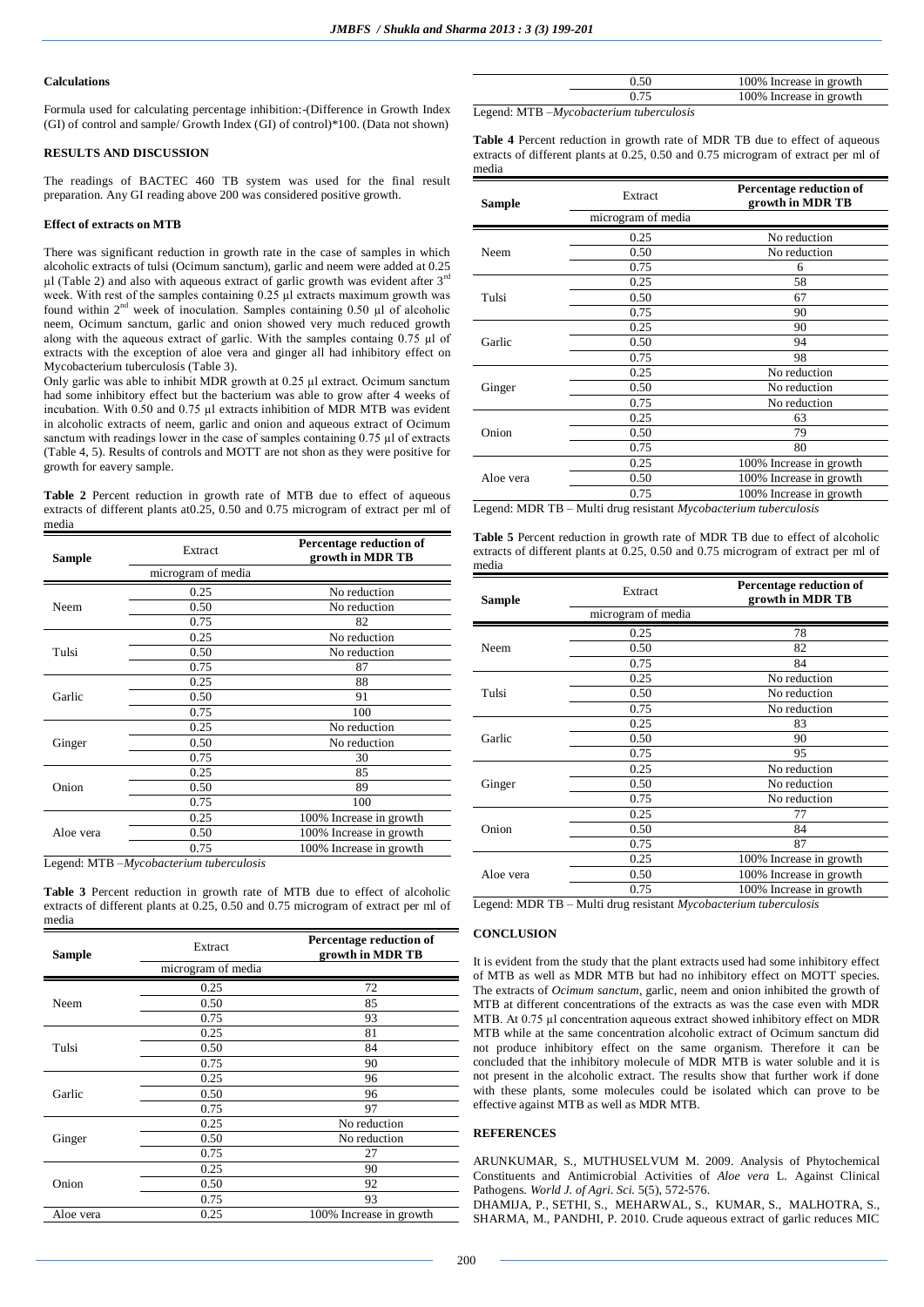**Calculations**

Formula used for calculating percentage inhibition:-(Difference in Growth Index (GI) of control and sample/ Growth Index (GI) of control)*100. (Data not shown)

**RESULTS AND DISCUSSION**

The readings of BACTEC 460 TB system was used for the final result preparation. Any GI reading above 200 was considered positive growth.

**Effect of extracts on MTB**

There was significant reduction in growth rate in the case of samples in which alcoholic extracts of tulsi (Ocimum sanctum), garlic and neem were added at 0.25 µl (Table 2) and also with aqueous extract of garlic growth was evident after 3rd week. With rest of the samples containing 0.25 µl extracts maximum growth was found within 2nd week of inoculation. Samples containing 0.50 µl of alcoholic neem, Ocimum sanctum, garlic and onion showed very much reduced growth along with the aqueous extract of garlic. With the samples containg 0.75 µl of extracts with the exception of aloe vera and ginger all had inhibitory effect on Mycobacterium tuberculosis (Table 3).

Only garlic was able to inhibit MDR growth at 0.25 µl extract. Ocimum sanctum had some inhibitory effect but the bacterium was able to grow after 4 weeks of incubation. With 0.50 and 0.75 µl extracts inhibition of MDR MTB was evident in alcoholic extracts of neem, garlic and onion and aqueous extract of Ocimum sanctum with readings lower in the case of samples containing 0.75 µl of extracts (Table 4, 5). Results of controls and MOTT are not shon as they were positive for growth for eavery sample.

**Table 2** Percent reduction in growth rate of MTB due to effect of aqueous extracts of different plants at0.25, 0.50 and 0.75 microgram of extract per ml of media

| Sample | Extract microgram of media | Percentage reduction of growth in MDR TB |
|---|---|---|
| Neem | 0.25 | No reduction |
| | 0.50 | No reduction |
| | 0.75 | 82 |
| Tulsi | 0.25 | No reduction |
| | 0.50 | No reduction |
| | 0.75 | 87 |
| Garlic | 0.25 | 88 |
| | 0.50 | 91 |
| | 0.75 | 100 |
| Ginger | 0.25 | No reduction |
| | 0.50 | No reduction |
| | 0.75 | 30 |
| Onion | 0.25 | 85 |
| | 0.50 | 89 |
| | 0.75 | 100 |
| Aloe vera | 0.25 | 100% Increase in growth |
| | 0.50 | 100% Increase in growth |
| | 0.75 | 100% Increase in growth |

Legend: MTB –*Mycobacterium tuberculosis*

**Table 3** Percent reduction in growth rate of MTB due to effect of alcoholic extracts of different plants at 0.25, 0.50 and 0.75 microgram of extract per ml of media

| Sample | Extract microgram of media | Percentage reduction of growth in MDR TB |
|---|---|---|
| Neem | 0.25 | 72 |
| | 0.50 | 85 |
| | 0.75 | 93 |
| Tulsi | 0.25 | 81 |
| | 0.50 | 84 |
| | 0.75 | 90 |
| Garlic | 0.25 | 96 |
| | 0.50 | 96 |
| | 0.75 | 97 |
| Ginger | 0.25 | No reduction |
| | 0.50 | No reduction |
| | 0.75 | 27 |
| Onion | 0.25 | 90 |
| | 0.50 | 92 |
| | 0.75 | 93 |
| Aloe vera | 0.25 | 100% Increase in growth |
| | 0.50 | 100% Increase in growth |
| | 0.75 | 100% Increase in growth |

Legend: MTB –*Mycobacterium tuberculosis*

**Table 4** Percent reduction in growth rate of MDR TB due to effect of aqueous extracts of different plants at 0.25, 0.50 and 0.75 microgram of extract per ml of media

| Sample | Extract microgram of media | Percentage reduction of growth in MDR TB |
|---|---|---|
| Neem | 0.25 | No reduction |
| | 0.50 | No reduction |
| | 0.75 | 6 |
| Tulsi | 0.25 | 58 |
| | 0.50 | 67 |
| | 0.75 | 90 |
| Garlic | 0.25 | 90 |
| | 0.50 | 94 |
| | 0.75 | 98 |
| Ginger | 0.25 | No reduction |
| | 0.50 | No reduction |
| | 0.75 | No reduction |
| Onion | 0.25 | 63 |
| | 0.50 | 79 |
| | 0.75 | 80 |
| Aloe vera | 0.25 | 100% Increase in growth |
| | 0.50 | 100% Increase in growth |
| | 0.75 | 100% Increase in growth |

Legend: MDR TB – Multi drug resistant *Mycobacterium tuberculosis*

**Table 5** Percent reduction in growth rate of MDR TB due to effect of alcoholic extracts of different plants at 0.25, 0.50 and 0.75 microgram of extract per ml of media

| Sample | Extract microgram of media | Percentage reduction of growth in MDR TB |
|---|---|---|
| Neem | 0.25 | 78 |
| | 0.50 | 82 |
| | 0.75 | 84 |
| Tulsi | 0.25 | No reduction |
| | 0.50 | No reduction |
| | 0.75 | No reduction |
| Garlic | 0.25 | 83 |
| | 0.50 | 90 |
| | 0.75 | 95 |
| Ginger | 0.25 | No reduction |
| | 0.50 | No reduction |
| | 0.75 | No reduction |
| Onion | 0.25 | 77 |
| | 0.50 | 84 |
| | 0.75 | 87 |
| Aloe vera | 0.25 | 100% Increase in growth |
| | 0.50 | 100% Increase in growth |
| | 0.75 | 100% Increase in growth |

Legend: MDR TB – Multi drug resistant *Mycobacterium tuberculosis*

**CONCLUSION**

It is evident from the study that the plant extracts used had some inhibitory effect of MTB as well as MDR MTB but had no inhibitory effect on MOTT species. The extracts of *Ocimum sanctum*, garlic, neem and onion inhibited the growth of MTB at different concentrations of the extracts as was the case even with MDR MTB. At 0.75 µl concentration aqueous extract showed inhibitory effect on MDR MTB while at the same concentration alcoholic extract of Ocimum sanctum did not produce inhibitory effect on the same organism. Therefore it can be concluded that the inhibitory molecule of MDR MTB is water soluble and it is not present in the alcoholic extract. The results show that further work if done with these plants, some molecules could be isolated which can prove to be effective against MTB as well as MDR MTB.

**REFERENCES**

ARUNKUMAR, S., MUTHUSELVUM M. 2009. Analysis of Phytochemical Constituents and Antimicrobial Activities of *Aloe vera* L. Against Clinical Pathogens. *World J. of Agri. Sci.* 5(5), 572-576.

DHAMIJA, P., SETHI, S., MEHARWAL, S., KUMAR, S., MALHOTRA, S., SHARMA, M., PANDHI, P. 2010. Crude aqueous extract of garlic reduces MIC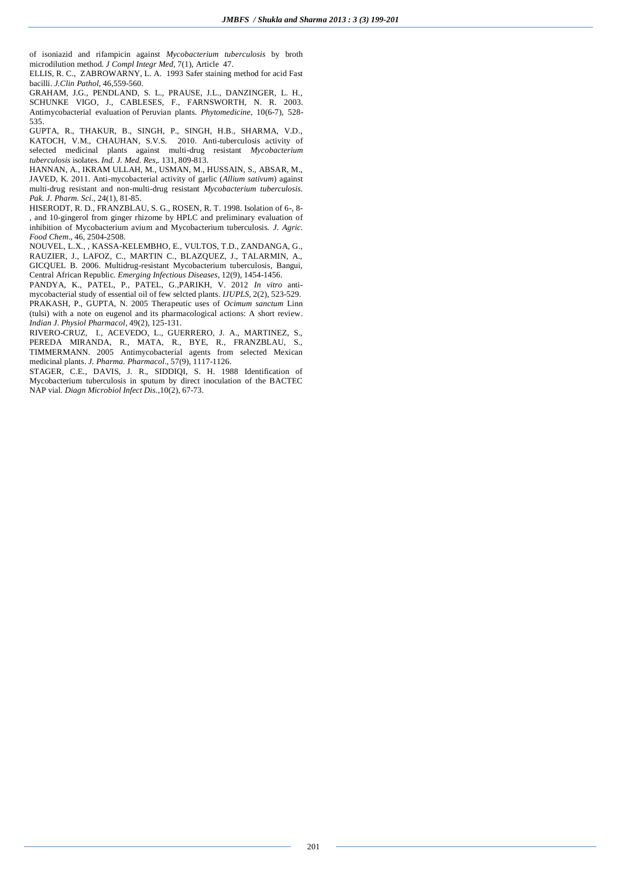of isoniazid and rifampicin against *Mycobacterium tuberculosis* by broth microdilution method. *J Compl Integr Med*, 7(1), Article 47.

ELLIS, R. C., ZABROWARNY, L. A. 1993 Safer staining method for acid Fast bacilli. *J.Clin Pathol*, 46,559-560.

GRAHAM, J.G., PENDLAND, S. L., PRAUSE, J.L., DANZINGER, L. H., SCHUNKE VIGO, J., CABLESES, F., FARNSWORTH, N. R. 2003. Antimycobacterial evaluation of Peruvian plants. *Phytomedicine*, 10(6-7), 528-535.

GUPTA, R., THAKUR, B., SINGH, P., SINGH, H.B., SHARMA, V.D., KATOCH, V.M., CHAUHAN, S.V.S. 2010. Anti-tuberculosis activity of selected medicinal plants against multi-drug resistant *Mycobacterium tuberculosis* isolates. *Ind. J. Med. Res*,. 131, 809-813.

HANNAN, A., IKRAM ULLAH, M., USMAN, M., HUSSAIN, S., ABSAR, M., JAVED, K. 2011. Anti-mycobacterial activity of garlic (*Allium sativum*) against multi-drug resistant and non-multi-drug resistant *Mycobacterium tuberculosis*. *Pak. J. Pharm. Sci*., 24(1), 81-85.

HISERODT, R. D., FRANZBLAU, S. G., ROSEN, R. T. 1998. Isolation of 6-, 8-, and 10-gingerol from ginger rhizome by HPLC and preliminary evaluation of inhibition of Mycobacterium avium and Mycobacterium tuberculosis. *J. Agric. Food Chem*., 46, 2504-2508.

NOUVEL, L.X., , KASSA-KELEMBHO, E., VULTOS, T.D., ZANDANGA, G., RAUZIER, J., LAFOZ, C., MARTIN C., BLAZQUEZ, J., TALARMIN, A., GICQUEL B. 2006. Multidrug-resistant Mycobacterium tuberculosis, Bangui, Central African Republic. *Emerging Infectious Diseases*, 12(9), 1454-1456.

PANDYA, K., PATEL, P., PATEL, G.,PARIKH, V. 2012 *In vitro* anti-mycobacterial study of essential oil of few selcted plants. *IJUPLS*, 2(2), 523-529.

PRAKASH, P., GUPTA, N. 2005 Therapeutic uses of *Ocimum sanctum* Linn (tulsi) with a note on eugenol and its pharmacological actions: A short review. *Indian J. Physiol Pharmacol*, 49(2), 125-131.

RIVERO-CRUZ, I., ACEVEDO, L., GUERRERO, J. A., MARTINEZ, S., PEREDA MIRANDA, R., MATA, R., BYE, R., FRANZBLAU, S., TIMMERMANN. 2005 Antimycobacterial agents from selected Mexican medicinal plants. *J. Pharma. Pharmacol*., 57(9), 1117-1126.

STAGER, C.E., DAVIS, J. R., SIDDIQI, S. H. 1988 Identification of Mycobacterium tuberculosis in sputum by direct inoculation of the BACTEC NAP vial. *Diagn Microbiol Infect Dis.*,10(2), 67-73.